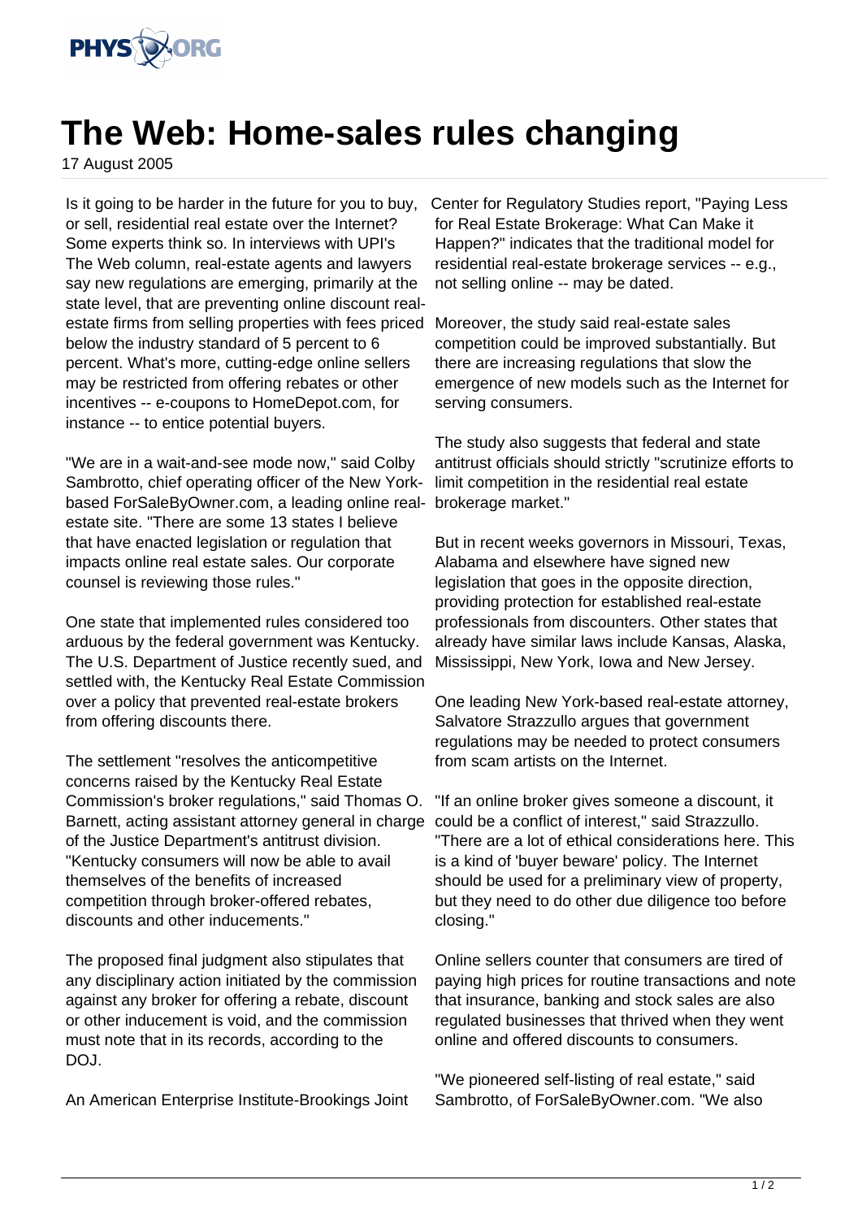# The Web: Home-sales rules changing

17 August 2005

Is it going to be harder in the future for you to buy, or sell, residential real estate over the Internet? Some experts think so. In interviews with UPI's The Web column, real-estate agents and lawyers say new regulations are emerging, primarily at the state level, that are preventing online discount real-estate firms from selling properties with fees priced below the industry standard of 5 percent to 6 percent. What's more, cutting-edge online sellers may be restricted from offering rebates or other incentives -- e-coupons to HomeDepot.com, for instance -- to entice potential buyers.

"We are in a wait-and-see mode now," said Colby Sambrotto, chief operating officer of the New York-based ForSaleByOwner.com, a leading online real-estate site. "There are some 13 states I believe that have enacted legislation or regulation that impacts online real estate sales. Our corporate counsel is reviewing those rules."

One state that implemented rules considered too arduous by the federal government was Kentucky. The U.S. Department of Justice recently sued, and settled with, the Kentucky Real Estate Commission over a policy that prevented real-estate brokers from offering discounts there.

The settlement "resolves the anticompetitive concerns raised by the Kentucky Real Estate Commission's broker regulations," said Thomas O. Barnett, acting assistant attorney general in charge of the Justice Department's antitrust division. "Kentucky consumers will now be able to avail themselves of the benefits of increased competition through broker-offered rebates, discounts and other inducements."

The proposed final judgment also stipulates that any disciplinary action initiated by the commission against any broker for offering a rebate, discount or other inducement is void, and the commission must note that in its records, according to the DOJ.

An American Enterprise Institute-Brookings Joint Center for Regulatory Studies report, "Paying Less for Real Estate Brokerage: What Can Make it Happen?" indicates that the traditional model for residential real-estate brokerage services -- e.g., not selling online -- may be dated.

Moreover, the study said real-estate sales competition could be improved substantially. But there are increasing regulations that slow the emergence of new models such as the Internet for serving consumers.

The study also suggests that federal and state antitrust officials should strictly "scrutinize efforts to limit competition in the residential real estate brokerage market."

But in recent weeks governors in Missouri, Texas, Alabama and elsewhere have signed new legislation that goes in the opposite direction, providing protection for established real-estate professionals from discounters. Other states that already have similar laws include Kansas, Alaska, Mississippi, New York, Iowa and New Jersey.

One leading New York-based real-estate attorney, Salvatore Strazzullo argues that government regulations may be needed to protect consumers from scam artists on the Internet.

"If an online broker gives someone a discount, it could be a conflict of interest," said Strazzullo. "There are a lot of ethical considerations here. This is a kind of 'buyer beware' policy. The Internet should be used for a preliminary view of property, but they need to do other due diligence too before closing."

Online sellers counter that consumers are tired of paying high prices for routine transactions and note that insurance, banking and stock sales are also regulated businesses that thrived when they went online and offered discounts to consumers.

"We pioneered self-listing of real estate," said Sambrotto, of ForSaleByOwner.com. "We also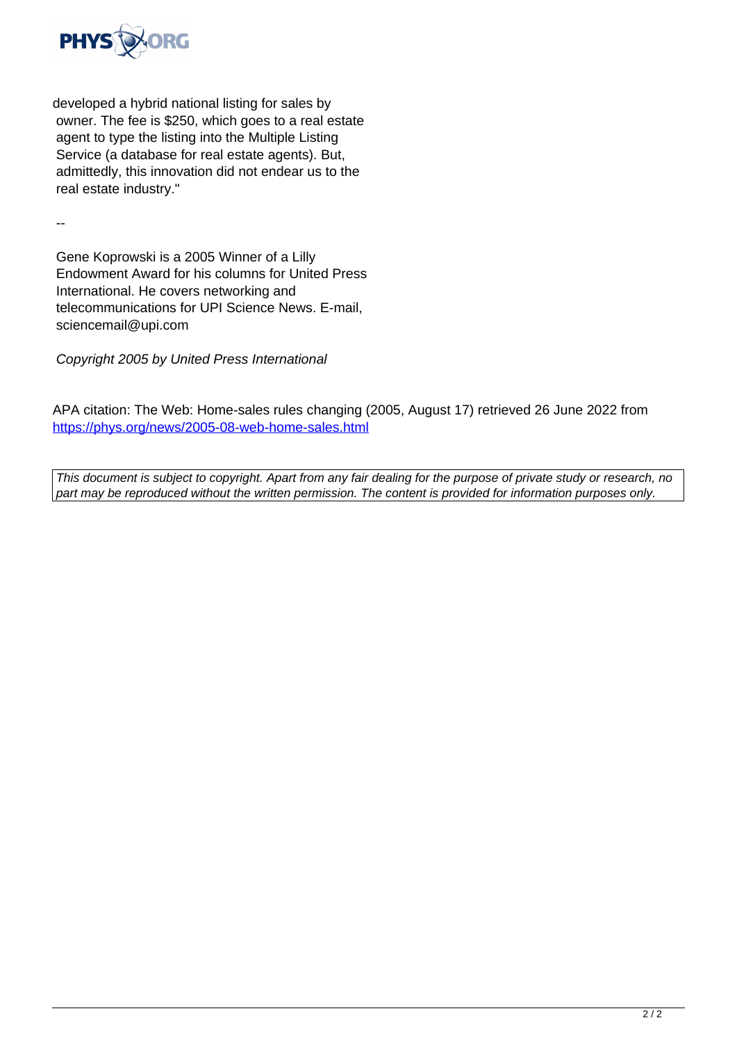developed a hybrid national listing for sales by owner. The fee is $250, which goes to a real estate agent to type the listing into the Multiple Listing Service (a database for real estate agents). But, admittedly, this innovation did not endear us to the real estate industry."

--

Gene Koprowski is a 2005 Winner of a Lilly Endowment Award for his columns for United Press International. He covers networking and telecommunications for UPI Science News. E-mail, sciencemail@upi.com

*Copyright 2005 by United Press International*

APA citation: The Web: Home-sales rules changing (2005, August 17) retrieved 26 June 2022 from https://phys.org/news/2005-08-web-home-sales.html

*This document is subject to copyright. Apart from any fair dealing for the purpose of private study or research, no part may be reproduced without the written permission. The content is provided for information purposes only.*